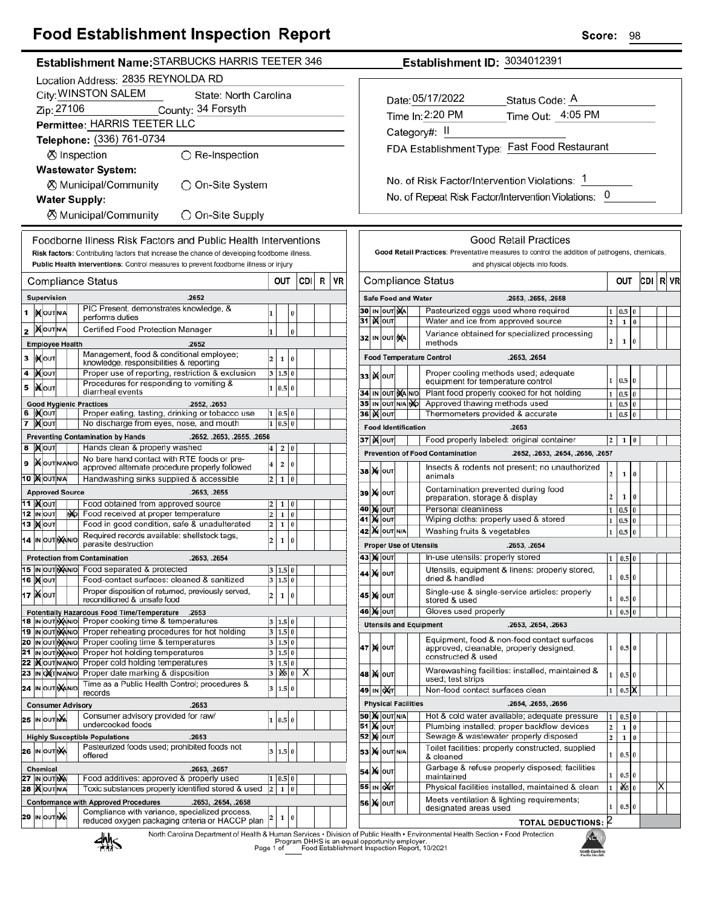# Food Establishment Inspection Report

**Score:** 98

**Establishment Name:** STARBUCKS HARRIS TEETER 346

**Establishment ID:** 3034012391

Location Address: 2835 REYNOLDA RD

City: WINSTON SALEM    State: North Carolina

Zip: 27106    County: 34 Forsyth

Permittee: HARRIS TEETER LLC

Telephone: (336) 761-0734

⊗ Inspection    ○ Re-Inspection

**Wastewater System:**

⊗ Municipal/Community    ○ On-Site System

**Water Supply:**

⊗ Municipal/Community    ○ On-Site Supply

Date: 05/17/2022    Status Code: A

Time In: 2:20 PM    Time Out: 4:05 PM

Category#: II

FDA Establishment Type: Fast Food Restaurant

No. of Risk Factor/Intervention Violations: 1

No. of Repeat Risk Factor/Intervention Violations: 0

## Foodborne Illness Risk Factors and Public Health Interventions

**Risk factors:** Contributing factors that increase the chance of developing foodborne illness.

**Public Health Interventions:** Control measures to prevent foodborne illness or injury

| # | Compliance Status | | OUT | | | CDI | R | VR |
|---|---|---|---|---|---|---|---|---|
| | **Supervision** .2652 | | | | | | | |
| 1 | IN | PIC Present, demonstrates knowledge, & performs duties | 1 | | 0 | | | |
| 2 | IN | Certified Food Protection Manager | 1 | | 0 | | | |
| | **Employee Health** .2652 | | | | | | | |
| 3 | IN | Management, food & conditional employee; knowledge, responsibilities & reporting | 2 | 1 | 0 | | | |
| 4 | IN | Proper use of reporting, restriction & exclusion | 3 | 1.5 | 0 | | | |
| 5 | IN | Procedures for responding to vomiting & diarrheal events | 1 | 0.5 | 0 | | | |
| | **Good Hygienic Practices** .2652, .2653 | | | | | | | |
| 6 | IN | Proper eating, tasting, drinking or tobacco use | 1 | 0.5 | 0 | | | |
| 7 | IN | No discharge from eyes, nose, and mouth | 1 | 0.5 | 0 | | | |
| | **Preventing Contamination by Hands** .2652, .2653, .2655, .2656 | | | | | | | |
| 8 | IN | Hands clean & properly washed | 4 | 2 | 0 | | | |
| 9 | IN | No bare hand contact with RTE foods or pre-approved alternate procedure properly followed | 4 | 2 | 0 | | | |
| 10 | IN | Handwashing sinks supplied & accessible | 2 | 1 | 0 | | | |
| | **Approved Source** .2653, .2655 | | | | | | | |
| 11 | IN | Food obtained from approved source | 2 | 1 | 0 | | | |
| 12 | N/O | Food received at proper temperature | 2 | 1 | 0 | | | |
| 13 | IN | Food in good condition, safe & unadulterated | 2 | 1 | 0 | | | |
| 14 | N/A | Required records available: shellstock tags, parasite destruction | 2 | 1 | 0 | | | |
| | **Protection from Contamination** .2653, .2654 | | | | | | | |
| 15 | N/A | Food separated & protected | 3 | 1.5 | 0 | | | |
| 16 | IN | Food-contact surfaces: cleaned & sanitized | 3 | 1.5 | 0 | | | |
| 17 | IN | Proper disposition of returned, previously served, reconditioned & unsafe food | 2 | 1 | 0 | | | |
| | **Potentially Hazardous Food Time/Temperature** .2653 | | | | | | | |
| 18 | N/A | Proper cooking time & temperatures | 3 | 1.5 | 0 | | | |
| 19 | N/A | Proper reheating procedures for hot holding | 3 | 1.5 | 0 | | | |
| 20 | N/A | Proper cooling time & temperatures | 3 | 1.5 | 0 | | | |
| 21 | N/A | Proper hot holding temperatures | 3 | 1.5 | 0 | | | |
| 22 | IN | Proper cold holding temperatures | 3 | 1.5 | 0 | | | |
| 23 | OUT | Proper date marking & disposition | 3 | X 1.5 | 0 | X | | |
| 24 | N/A | Time as a Public Health Control; procedures & records | 3 | 1.5 | 0 | | | |
| | **Consumer Advisory** .2653 | | | | | | | |
| 25 | N/A | Consumer advisory provided for raw/undercooked foods | 1 | 0.5 | 0 | | | |
| | **Highly Susceptible Populations** .2653 | | | | | | | |
| 26 | N/A | Pasteurized foods used; prohibited foods not offered | 3 | 1.5 | 0 | | | |
| | **Chemical** .2653, .2657 | | | | | | | |
| 27 | N/A | Food additives: approved & properly used | 1 | 0.5 | 0 | | | |
| 28 | IN | Toxic substances properly identified stored & used | 2 | 1 | 0 | | | |
| | **Conformance with Approved Procedures** .2653, .2654, .2658 | | | | | | | |
| 29 | N/A | Compliance with variance, specialized process, reduced oxygen packaging criteria or HACCP plan | 2 | 1 | 0 | | | |

## Good Retail Practices

**Good Retail Practices:** Preventative measures to control the addition of pathogens, chemicals, and physical objects into foods.

| # | Compliance Status | | OUT | | | CDI | R | VR |
|---|---|---|---|---|---|---|---|---|
| | **Safe Food and Water** .2653, .2655, .2658 | | | | | | | |
| 30 | N/A | Pasteurized eggs used where required | 1 | 0.5 | 0 | | | |
| 31 | IN | Water and ice from approved source | 2 | 1 | 0 | | | |
| 32 | N/A | Variance obtained for specialized processing methods | 2 | 1 | 0 | | | |
| | **Food Temperature Control** .2653, .2654 | | | | | | | |
| 33 | IN | Proper cooling methods used; adequate equipment for temperature control | 1 | 0.5 | 0 | | | |
| 34 | N/A | Plant food properly cooked for hot holding | 1 | 0.5 | 0 | | | |
| 35 | N/O | Approved thawing methods used | 1 | 0.5 | 0 | | | |
| 36 | IN | Thermometers provided & accurate | 1 | 0.5 | 0 | | | |
| | **Food Identification** .2653 | | | | | | | |
| 37 | IN | Food properly labeled: original container | 2 | 1 | 0 | | | |
| | **Prevention of Food Contamination** .2652, .2653, .2654, .2656, .2657 | | | | | | | |
| 38 | IN | Insects & rodents not present; no unauthorized animals | 2 | 1 | 0 | | | |
| 39 | IN | Contamination prevented during food preparation, storage & display | 2 | 1 | 0 | | | |
| 40 | IN | Personal cleanliness | 1 | 0.5 | 0 | | | |
| 41 | IN | Wiping cloths: properly used & stored | 1 | 0.5 | 0 | | | |
| 42 | IN | Washing fruits & vegetables | 1 | 0.5 | 0 | | | |
| | **Proper Use of Utensils** .2653, .2654 | | | | | | | |
| 43 | IN | In-use utensils: properly stored | 1 | 0.5 | 0 | | | |
| 44 | IN | Utensils, equipment & linens: properly stored, dried & handled | 1 | 0.5 | 0 | | | |
| 45 | IN | Single-use & single-service articles: properly stored & used | 1 | 0.5 | 0 | | | |
| 46 | IN | Gloves used properly | 1 | 0.5 | 0 | | | |
| | **Utensils and Equipment** .2653, .2654, .2663 | | | | | | | |
| 47 | IN | Equipment, food & non-food contact surfaces approved, cleanable, properly designed, constructed & used | 1 | 0.5 | 0 | | | |
| 48 | IN | Warewashing facilities: installed, maintained & used; test strips | 1 | 0.5 | 0 | | | |
| 49 | OUT | Non-food contact surfaces clean | 1 | 0.5 | X 0 | | | |
| | **Physical Facilities** .2654, .2655, .2656 | | | | | | | |
| 50 | IN | Hot & cold water available; adequate pressure | 1 | 0.5 | 0 | | | |
| 51 | IN | Plumbing installed; proper backflow devices | 2 | 1 | 0 | | | |
| 52 | IN | Sewage & wastewater properly disposed | 2 | 1 | 0 | | | |
| 53 | IN | Toilet facilities: properly constructed, supplied & cleaned | 1 | 0.5 | 0 | | | |
| 54 | IN | Garbage & refuse properly disposed; facilities maintained | 1 | 0.5 | 0 | | | |
| 55 | OUT | Physical facilities installed, maintained & clean | 1 | X 0.5 | 0 | | | X |
| 56 | IN | Meets ventilation & lighting requirements; designated areas used | 1 | 0.5 | 0 | | | |
| | | **TOTAL DEDUCTIONS:** 2 | | | | | | |

North Carolina Department of Health & Human Services • Division of Public Health • Environmental Health Section • Food Protection Program DHHS is an equal opportunity employer. Food Establishment Inspection Report, 10/2021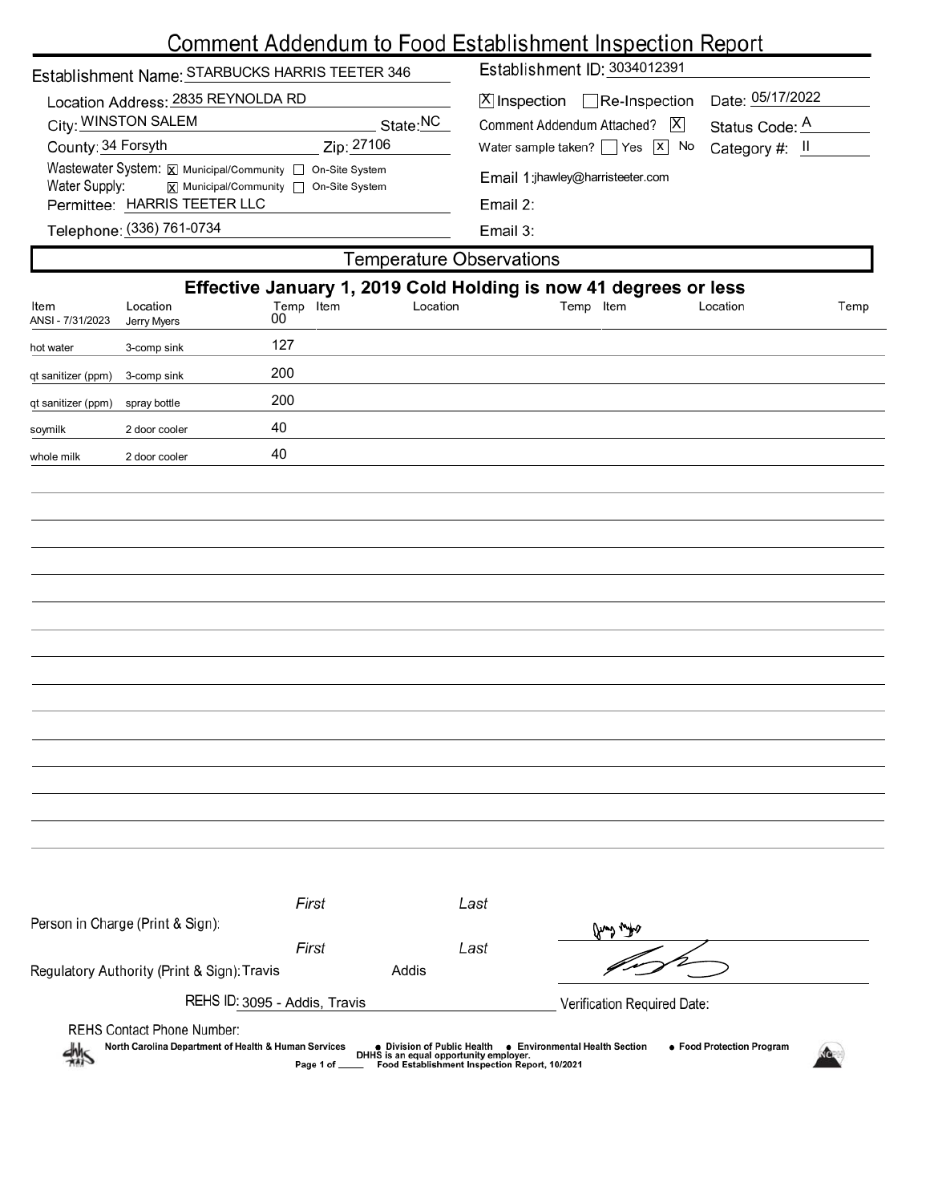# Comment Addendum to Food Establishment Inspection Report

Establishment Name: STARBUCKS HARRIS TEETER 346

Establishment ID: 3034012391

Location Address: 2835 REYNOLDA RD

City: WINSTON SALEM State: NC

County: 34 Forsyth Zip: 27106

Wastewater System: [X] Municipal/Community [ ] On-Site System

Water Supply: [X] Municipal/Community [ ] On-Site System

Permittee: HARRIS TEETER LLC

Telephone: (336) 761-0734

[X] Inspection [ ] Re-Inspection Date: 05/17/2022

Comment Addendum Attached? [X] Status Code: A

Water sample taken? [ ] Yes [X] No Category #: II

Email 1: jhawley@harristeeter.com

Email 2:

Email 3:

## Temperature Observations

**Effective January 1, 2019 Cold Holding is now 41 degrees or less**

| Item | Location | Temp | Item | Location | Temp | Item | Location | Temp |
|---|---|---|---|---|---|---|---|---|
| ANSI - 7/31/2023 | Jerry Myers | 00 | | | | | | |
| hot water | 3-comp sink | 127 | | | | | | |
| qt sanitizer (ppm) | 3-comp sink | 200 | | | | | | |
| qt sanitizer (ppm) | spray bottle | 200 | | | | | | |
| soymilk | 2 door cooler | 40 | | | | | | |
| whole milk | 2 door cooler | 40 | | | | | | |

Person in Charge (Print & Sign): First Last

Regulatory Authority (Print & Sign): First Travis Last Addis

REHS ID: 3095 - Addis, Travis

Verification Required Date:

REHS Contact Phone Number:

North Carolina Department of Health & Human Services • Division of Public Health • Environmental Health Section • Food Protection Program

DHHS is an equal opportunity employer.

Food Establishment Inspection Report, 10/2021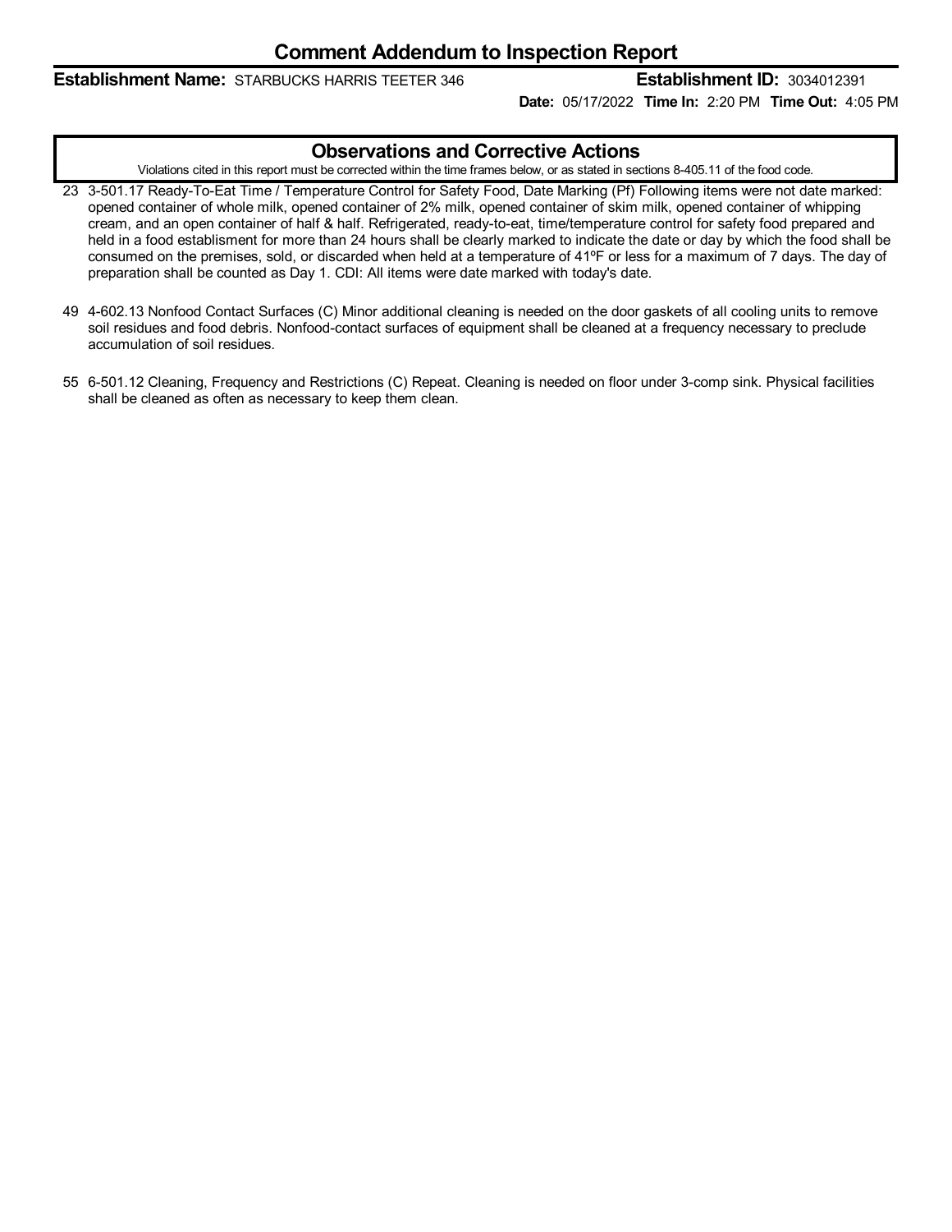# Comment Addendum to Inspection Report

**Establishment Name:** STARBUCKS HARRIS TEETER 346 **Establishment ID:** 3034012391

**Date:** 05/17/2022 **Time In:** 2:20 PM **Time Out:** 4:05 PM

## Observations and Corrective Actions

Violations cited in this report must be corrected within the time frames below, or as stated in sections 8-405.11 of the food code.

23 3-501.17 Ready-To-Eat Time / Temperature Control for Safety Food, Date Marking (Pf) Following items were not date marked: opened container of whole milk, opened container of 2% milk, opened container of skim milk, opened container of whipping cream, and an open container of half & half. Refrigerated, ready-to-eat, time/temperature control for safety food prepared and held in a food establisment for more than 24 hours shall be clearly marked to indicate the date or day by which the food shall be consumed on the premises, sold, or discarded when held at a temperature of 41ºF or less for a maximum of 7 days. The day of preparation shall be counted as Day 1. CDI: All items were date marked with today's date.

49 4-602.13 Nonfood Contact Surfaces (C) Minor additional cleaning is needed on the door gaskets of all cooling units to remove soil residues and food debris. Nonfood-contact surfaces of equipment shall be cleaned at a frequency necessary to preclude accumulation of soil residues.

55 6-501.12 Cleaning, Frequency and Restrictions (C) Repeat. Cleaning is needed on floor under 3-comp sink. Physical facilities shall be cleaned as often as necessary to keep them clean.